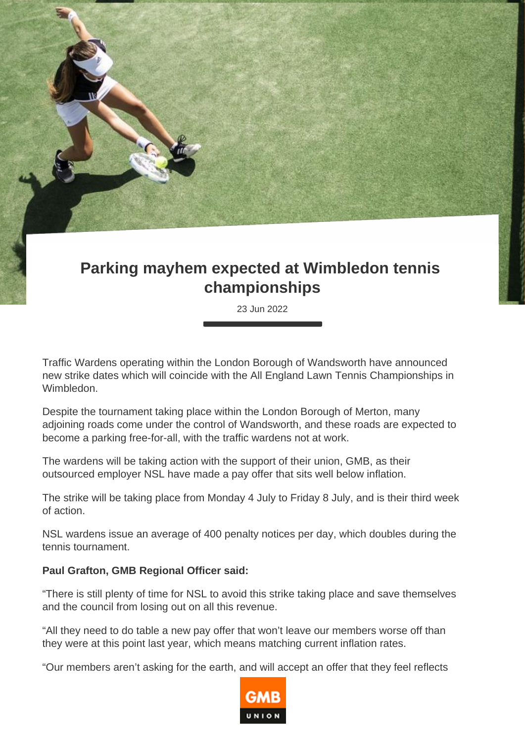# Parking mayhem expected at Wimbledon tennis championships

23 Jun 2022

Traffic Wardens operating within the London Borough of Wandsworth have announced new strike dates which will coincide with the All England Lawn Tennis Championships in Wimbledon.

Despite the tournament taking place within the London Borough of Merton, many adjoining roads come under the control of Wandsworth, and these roads are expected to become a parking free-for-all, with the traffic wardens not at work.

The wardens will be taking action with the support of their union, GMB, as their outsourced employer NSL have made a pay offer that sits well below inflation.

The strike will be taking place from Monday 4 July to Friday 8 July, and is their third week of action.

NSL wardens issue an average of 400 penalty notices per day, which doubles during the tennis tournament.

**Paul Grafton, GMB Regional Officer said:**

"There is still plenty of time for NSL to avoid this strike taking place and save themselves and the council from losing out on all this revenue.

"All they need to do table a new pay offer that won't leave our members worse off than they were at this point last year, which means matching current inflation rates.

"Our members aren't asking for the earth, and will accept an offer that they feel reflects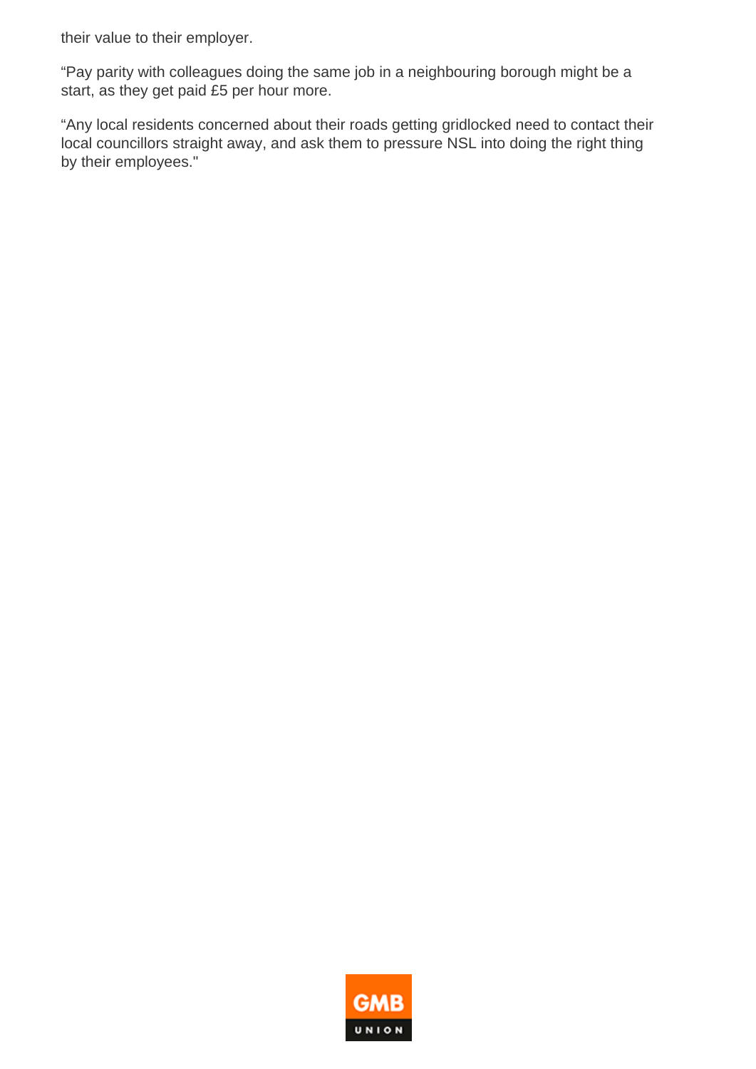their value to their employer.

“Pay parity with colleagues doing the same job in a neighbouring borough might be a start, as they get paid £5 per hour more.

“Any local residents concerned about their roads getting gridlocked need to contact their local councillors straight away, and ask them to pressure NSL into doing the right thing by their employees."